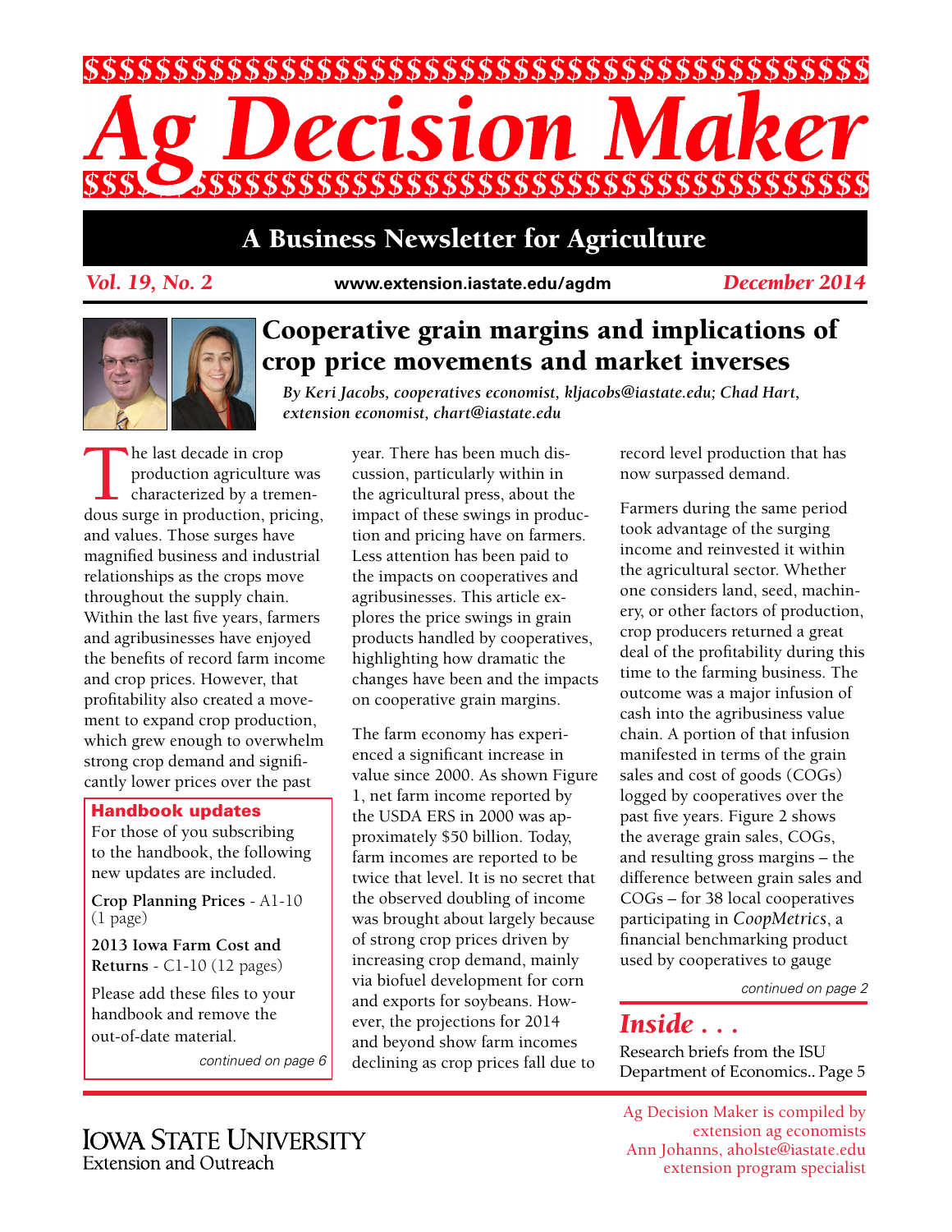# Ag Decision Maker

## A Business Newsletter for Agriculture

*Vol. 19, No. 2* www.extension.iastate.edu/agdm *December 2014*

## Cooperative grain margins and implications of crop price movements and market inverses

*By Keri Jacobs, cooperatives economist, kljacobs@iastate.edu; Chad Hart, extension economist, chart@iastate.edu*

The last decade in crop production agriculture was characterized by a tremendous surge in production, pricing, and values. Those surges have magnified business and industrial relationships as the crops move throughout the supply chain. Within the last five years, farmers and agribusinesses have enjoyed the benefits of record farm income and crop prices. However, that profitability also created a movement to expand crop production, which grew enough to overwhelm strong crop demand and significantly lower prices over the past year. There has been much discussion, particularly within in the agricultural press, about the impact of these swings in production and pricing have on farmers. Less attention has been paid to the impacts on cooperatives and agribusinesses. This article explores the price swings in grain products handled by cooperatives, highlighting how dramatic the changes have been and the impacts on cooperative grain margins.

The farm economy has experienced a significant increase in value since 2000. As shown Figure 1, net farm income reported by the USDA ERS in 2000 was approximately $50 billion. Today, farm incomes are reported to be twice that level. It is no secret that the observed doubling of income was brought about largely because of strong crop prices driven by increasing crop demand, mainly via biofuel development for corn and exports for soybeans. However, the projections for 2014 and beyond show farm incomes declining as crop prices fall due to record level production that has now surpassed demand.

Farmers during the same period took advantage of the surging income and reinvested it within the agricultural sector. Whether one considers land, seed, machinery, or other factors of production, crop producers returned a great deal of the profitability during this time to the farming business. The outcome was a major infusion of cash into the agribusiness value chain. A portion of that infusion manifested in terms of the grain sales and cost of goods (COGs) logged by cooperatives over the past five years. Figure 2 shows the average grain sales, COGs, and resulting gross margins – the difference between grain sales and COGs – for 38 local cooperatives participating in *CoopMetrics*, a financial benchmarking product used by cooperatives to gauge

*continued on page 2*

### Handbook updates

For those of you subscribing to the handbook, the following new updates are included.

**Crop Planning Prices** - A1-10 (1 page)

**2013 Iowa Farm Cost and Returns** - C1-10 (12 pages)

Please add these files to your handbook and remove the out-of-date material.

*continued on page 6*

### *Inside . . .*

Research briefs from the ISU Department of Economics.. Page 5

Iowa State University Extension and Outreach

Ag Decision Maker is compiled by extension ag economists
Ann Johanns, aholste@iastate.edu
extension program specialist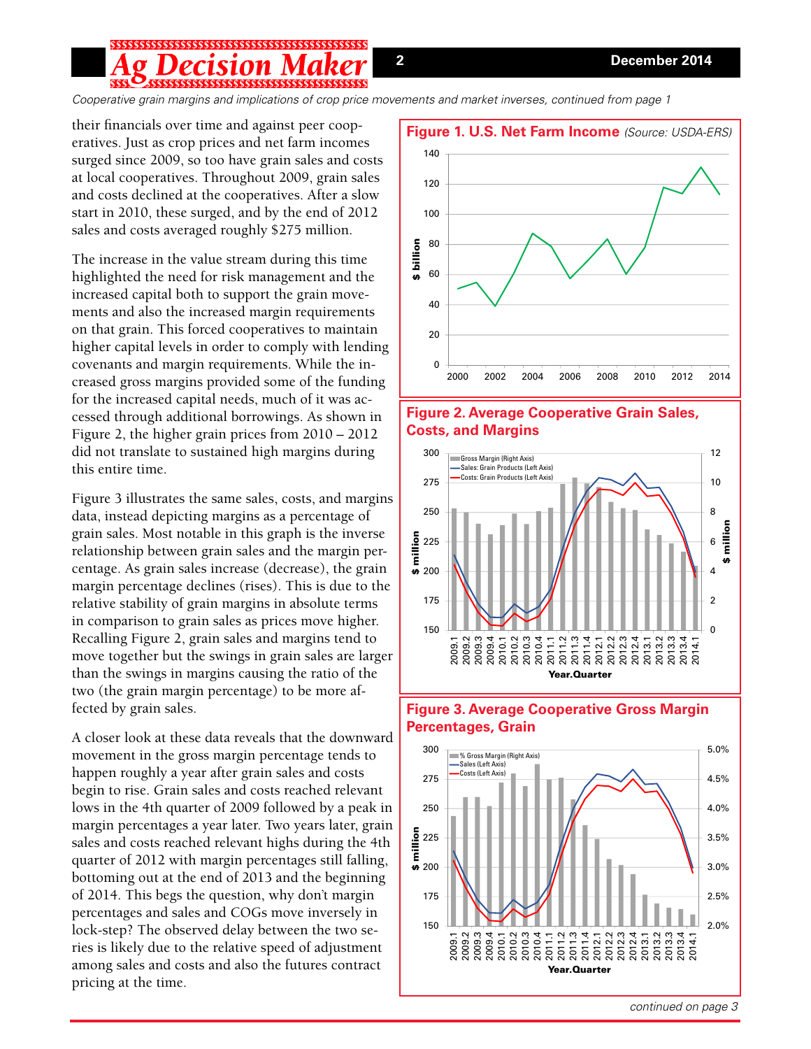*Cooperative grain margins and implications of crop price movements and market inverses, continued from page 1*

their financials over time and against peer cooperatives. Just as crop prices and net farm incomes surged since 2009, so too have grain sales and costs at local cooperatives. Throughout 2009, grain sales and costs declined at the cooperatives. After a slow start in 2010, these surged, and by the end of 2012 sales and costs averaged roughly $275 million.

The increase in the value stream during this time highlighted the need for risk management and the increased capital both to support the grain movements and also the increased margin requirements on that grain. This forced cooperatives to maintain higher capital levels in order to comply with lending covenants and margin requirements. While the increased gross margins provided some of the funding for the increased capital needs, much of it was accessed through additional borrowings. As shown in Figure 2, the higher grain prices from 2010 – 2012 did not translate to sustained high margins during this entire time.

Figure 3 illustrates the same sales, costs, and margins data, instead depicting margins as a percentage of grain sales. Most notable in this graph is the inverse relationship between grain sales and the margin percentage. As grain sales increase (decrease), the grain margin percentage declines (rises). This is due to the relative stability of grain margins in absolute terms in comparison to grain sales as prices move higher. Recalling Figure 2, grain sales and margins tend to move together but the swings in grain sales are larger than the swings in margins causing the ratio of the two (the grain margin percentage) to be more affected by grain sales.

A closer look at these data reveals that the downward movement in the gross margin percentage tends to happen roughly a year after grain sales and costs begin to rise. Grain sales and costs reached relevant lows in the 4th quarter of 2009 followed by a peak in margin percentages a year later. Two years later, grain sales and costs reached relevant highs during the 4th quarter of 2012 with margin percentages still falling, bottoming out at the end of 2013 and the beginning of 2014. This begs the question, why don't margin percentages and sales and COGs move inversely in lock-step? The observed delay between the two series is likely due to the relative speed of adjustment among sales and costs and also the futures contract pricing at the time.

**Figure 1. U.S. Net Farm Income** *(Source: USDA-ERS)*

**Figure 2. Average Cooperative Grain Sales, Costs, and Margins**

**Figure 3. Average Cooperative Gross Margin Percentages, Grain**

*continued on page 3*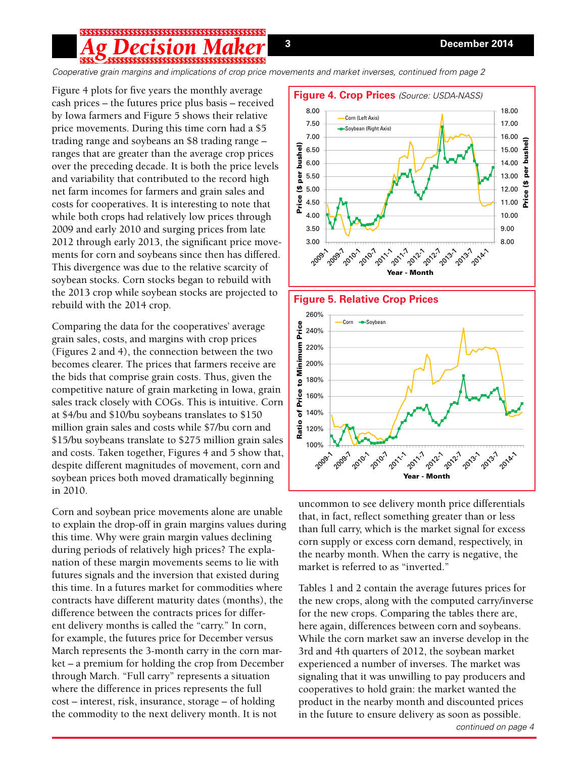*Cooperative grain margins and implications of crop price movements and market inverses, continued from page 2*

Figure 4 plots for five years the monthly average cash prices – the futures price plus basis – received by Iowa farmers and Figure 5 shows their relative price movements. During this time corn had a $5 trading range and soybeans an $8 trading range – ranges that are greater than the average crop prices over the preceding decade. It is both the price levels and variability that contributed to the record high net farm incomes for farmers and grain sales and costs for cooperatives. It is interesting to note that while both crops had relatively low prices through 2009 and early 2010 and surging prices from late 2012 through early 2013, the significant price movements for corn and soybeans since then has differed. This divergence was due to the relative scarcity of soybean stocks. Corn stocks began to rebuild with the 2013 crop while soybean stocks are projected to rebuild with the 2014 crop.

Comparing the data for the cooperatives' average grain sales, costs, and margins with crop prices (Figures 2 and 4), the connection between the two becomes clearer. The prices that farmers receive are the bids that comprise grain costs. Thus, given the competitive nature of grain marketing in Iowa, grain sales track closely with COGs. This is intuitive. Corn at $4/bu and $10/bu soybeans translates to $150 million grain sales and costs while $7/bu corn and $15/bu soybeans translate to $275 million grain sales and costs. Taken together, Figures 4 and 5 show that, despite different magnitudes of movement, corn and soybean prices both moved dramatically beginning in 2010.

Corn and soybean price movements alone are unable to explain the drop-off in grain margins values during this time. Why were grain margin values declining during periods of relatively high prices? The explanation of these margin movements seems to lie with futures signals and the inversion that existed during this time. In a futures market for commodities where contracts have different maturity dates (months), the difference between the contracts prices for different delivery months is called the "carry." In corn, for example, the futures price for December versus March represents the 3-month carry in the corn market – a premium for holding the crop from December through March. "Full carry" represents a situation where the difference in prices represents the full cost – interest, risk, insurance, storage – of holding the commodity to the next delivery month. It is not uncommon to see delivery month price differentials that, in fact, reflect something greater than or less than full carry, which is the market signal for excess corn supply or excess corn demand, respectively, in the nearby month. When the carry is negative, the market is referred to as "inverted."

**Figure 4. Crop Prices** *(Source: USDA-NASS)*

**Figure 5. Relative Crop Prices**

Tables 1 and 2 contain the average futures prices for the new crops, along with the computed carry/inverse for the new crops. Comparing the tables there are, here again, differences between corn and soybeans. While the corn market saw an inverse develop in the 3rd and 4th quarters of 2012, the soybean market experienced a number of inverses. The market was signaling that it was unwilling to pay producers and cooperatives to hold grain: the market wanted the product in the nearby month and discounted prices in the future to ensure delivery as soon as possible.

*continued on page 4*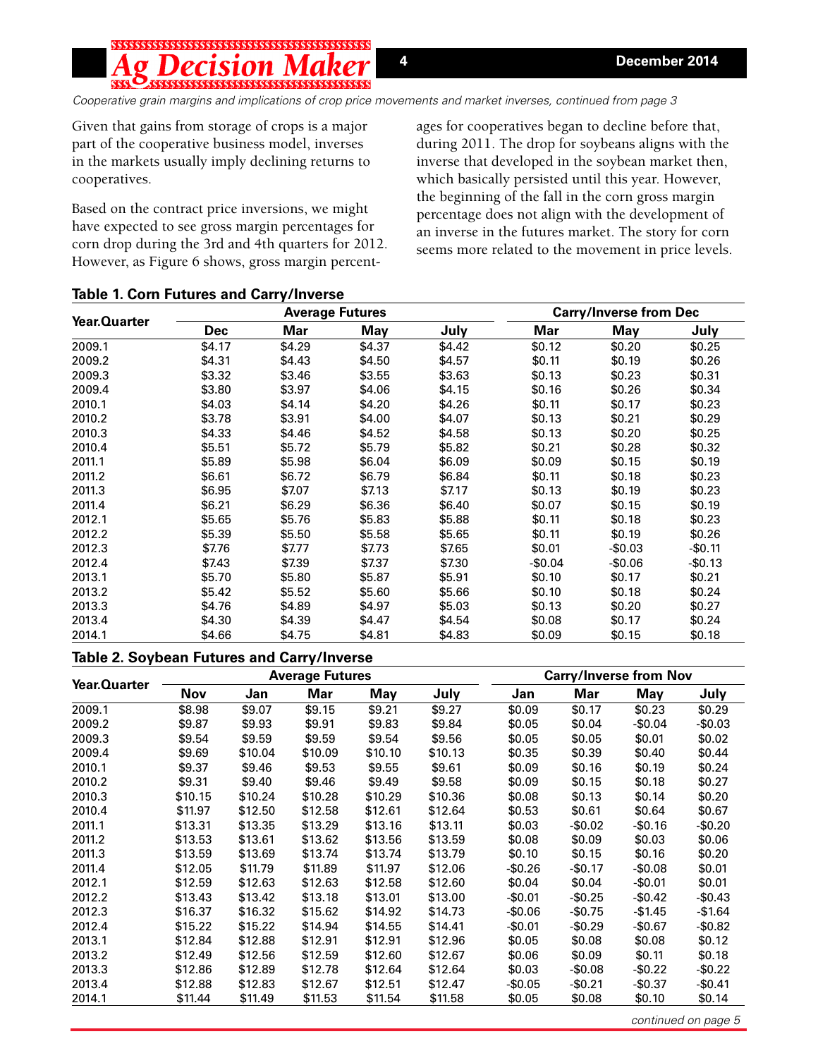*Cooperative grain margins and implications of crop price movements and market inverses, continued from page 3*

Given that gains from storage of crops is a major part of the cooperative business model, inverses in the markets usually imply declining returns to cooperatives.

Based on the contract price inversions, we might have expected to see gross margin percentages for corn drop during the 3rd and 4th quarters for 2012. However, as Figure 6 shows, gross margin percentages for cooperatives began to decline before that, during 2011. The drop for soybeans aligns with the inverse that developed in the soybean market then, which basically persisted until this year. However, the beginning of the fall in the corn gross margin percentage does not align with the development of an inverse in the futures market. The story for corn seems more related to the movement in price levels.

**Table 1. Corn Futures and Carry/Inverse**

| Year.Quarter | Average Futures | | | | Carry/Inverse from Dec | | |
|---|---|---|---|---|---|---|---|
| | Dec | Mar | May | July | Mar | May | July |
| 2009.1 | $4.17 | $4.29 | $4.37 | $4.42 | $0.12 | $0.20 | $0.25 |
| 2009.2 | $4.31 | $4.43 | $4.50 | $4.57 | $0.11 | $0.19 | $0.26 |
| 2009.3 | $3.32 | $3.46 | $3.55 | $3.63 | $0.13 | $0.23 | $0.31 |
| 2009.4 | $3.80 | $3.97 | $4.06 | $4.15 | $0.16 | $0.26 | $0.34 |
| 2010.1 | $4.03 | $4.14 | $4.20 | $4.26 | $0.11 | $0.17 | $0.23 |
| 2010.2 | $3.78 | $3.91 | $4.00 | $4.07 | $0.13 | $0.21 | $0.29 |
| 2010.3 | $4.33 | $4.46 | $4.52 | $4.58 | $0.13 | $0.20 | $0.25 |
| 2010.4 | $5.51 | $5.72 | $5.79 | $5.82 | $0.21 | $0.28 | $0.32 |
| 2011.1 | $5.89 | $5.98 | $6.04 | $6.09 | $0.09 | $0.15 | $0.19 |
| 2011.2 | $6.61 | $6.72 | $6.79 | $6.84 | $0.11 | $0.18 | $0.23 |
| 2011.3 | $6.95 | $7.07 | $7.13 | $7.17 | $0.13 | $0.19 | $0.23 |
| 2011.4 | $6.21 | $6.29 | $6.36 | $6.40 | $0.07 | $0.15 | $0.19 |
| 2012.1 | $5.65 | $5.76 | $5.83 | $5.88 | $0.11 | $0.18 | $0.23 |
| 2012.2 | $5.39 | $5.50 | $5.58 | $5.65 | $0.11 | $0.19 | $0.26 |
| 2012.3 | $7.76 | $7.77 | $7.73 | $7.65 | $0.01 | -$0.03 | -$0.11 |
| 2012.4 | $7.43 | $7.39 | $7.37 | $7.30 | -$0.04 | -$0.06 | -$0.13 |
| 2013.1 | $5.70 | $5.80 | $5.87 | $5.91 | $0.10 | $0.17 | $0.21 |
| 2013.2 | $5.42 | $5.52 | $5.60 | $5.66 | $0.10 | $0.18 | $0.24 |
| 2013.3 | $4.76 | $4.89 | $4.97 | $5.03 | $0.13 | $0.20 | $0.27 |
| 2013.4 | $4.30 | $4.39 | $4.47 | $4.54 | $0.08 | $0.17 | $0.24 |
| 2014.1 | $4.66 | $4.75 | $4.81 | $4.83 | $0.09 | $0.15 | $0.18 |

**Table 2. Soybean Futures and Carry/Inverse**

| Year.Quarter | Average Futures | | | | | Carry/Inverse from Nov | | | |
|---|---|---|---|---|---|---|---|---|---|
| | Nov | Jan | Mar | May | July | Jan | Mar | May | July |
| 2009.1 | $8.98 | $9.07 | $9.15 | $9.21 | $9.27 | $0.09 | $0.17 | $0.23 | $0.29 |
| 2009.2 | $9.87 | $9.93 | $9.91 | $9.83 | $9.84 | $0.05 | $0.04 | -$0.04 | -$0.03 |
| 2009.3 | $9.54 | $9.59 | $9.59 | $9.54 | $9.56 | $0.05 | $0.05 | $0.01 | $0.02 |
| 2009.4 | $9.69 | $10.04 | $10.09 | $10.10 | $10.13 | $0.35 | $0.39 | $0.40 | $0.44 |
| 2010.1 | $9.37 | $9.46 | $9.53 | $9.55 | $9.61 | $0.09 | $0.16 | $0.19 | $0.24 |
| 2010.2 | $9.31 | $9.40 | $9.46 | $9.49 | $9.58 | $0.09 | $0.15 | $0.18 | $0.27 |
| 2010.3 | $10.15 | $10.24 | $10.28 | $10.29 | $10.36 | $0.08 | $0.13 | $0.14 | $0.20 |
| 2010.4 | $11.97 | $12.50 | $12.58 | $12.61 | $12.64 | $0.53 | $0.61 | $0.64 | $0.67 |
| 2011.1 | $13.31 | $13.35 | $13.29 | $13.16 | $13.11 | $0.03 | -$0.02 | -$0.16 | -$0.20 |
| 2011.2 | $13.53 | $13.61 | $13.62 | $13.56 | $13.59 | $0.08 | $0.09 | $0.03 | $0.06 |
| 2011.3 | $13.59 | $13.69 | $13.74 | $13.74 | $13.79 | $0.10 | $0.15 | $0.16 | $0.20 |
| 2011.4 | $12.05 | $11.79 | $11.89 | $11.97 | $12.06 | -$0.26 | -$0.17 | -$0.08 | $0.01 |
| 2012.1 | $12.59 | $12.63 | $12.63 | $12.58 | $12.60 | $0.04 | $0.04 | -$0.01 | $0.01 |
| 2012.2 | $13.43 | $13.42 | $13.18 | $13.01 | $13.00 | -$0.01 | -$0.25 | -$0.42 | -$0.43 |
| 2012.3 | $16.37 | $16.32 | $15.62 | $14.92 | $14.73 | -$0.06 | -$0.75 | -$1.45 | -$1.64 |
| 2012.4 | $15.22 | $15.22 | $14.94 | $14.55 | $14.41 | -$0.01 | -$0.29 | -$0.67 | -$0.82 |
| 2013.1 | $12.84 | $12.88 | $12.91 | $12.91 | $12.96 | $0.05 | $0.08 | $0.08 | $0.12 |
| 2013.2 | $12.49 | $12.56 | $12.59 | $12.60 | $12.67 | $0.06 | $0.09 | $0.11 | $0.18 |
| 2013.3 | $12.86 | $12.89 | $12.78 | $12.64 | $12.64 | $0.03 | -$0.08 | -$0.22 | -$0.22 |
| 2013.4 | $12.88 | $12.83 | $12.67 | $12.51 | $12.47 | -$0.05 | -$0.21 | -$0.37 | -$0.41 |
| 2014.1 | $11.44 | $11.49 | $11.53 | $11.54 | $11.58 | $0.05 | $0.08 | $0.10 | $0.14 |

*continued on page 5*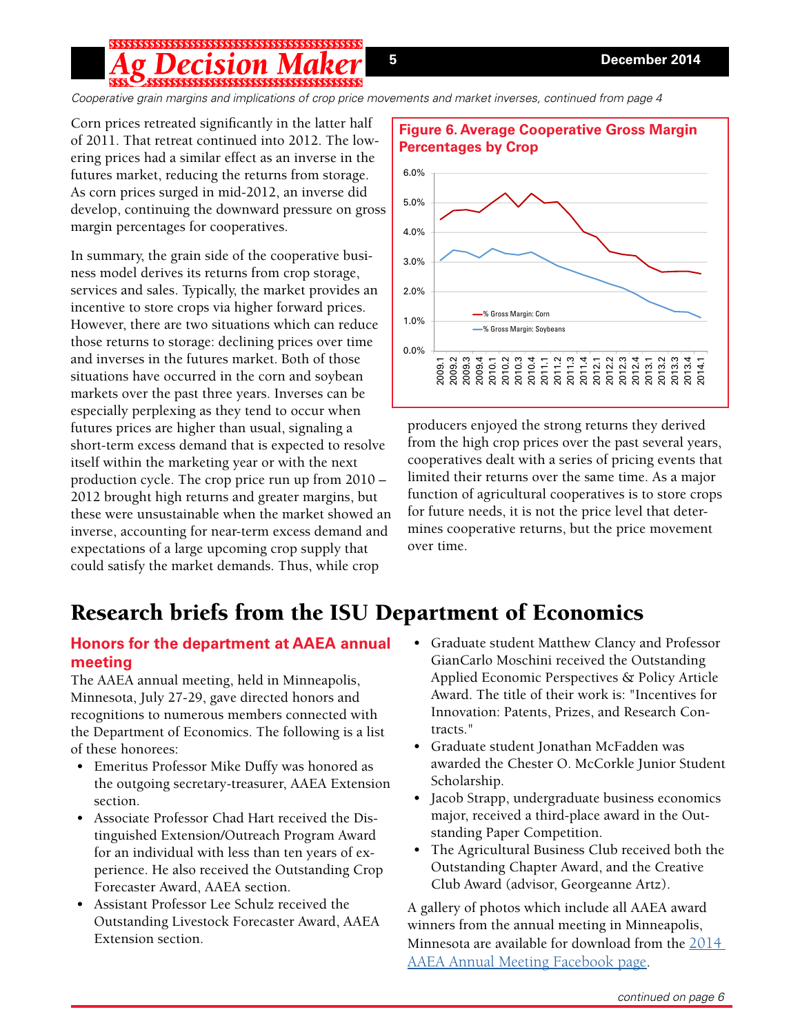*Cooperative grain margins and implications of crop price movements and market inverses, continued from page 4*

Corn prices retreated significantly in the latter half of 2011. That retreat continued into 2012. The lowering prices had a similar effect as an inverse in the futures market, reducing the returns from storage. As corn prices surged in mid-2012, an inverse did develop, continuing the downward pressure on gross margin percentages for cooperatives.

In summary, the grain side of the cooperative business model derives its returns from crop storage, services and sales. Typically, the market provides an incentive to store crops via higher forward prices. However, there are two situations which can reduce those returns to storage: declining prices over time and inverses in the futures market. Both of those situations have occurred in the corn and soybean markets over the past three years. Inverses can be especially perplexing as they tend to occur when futures prices are higher than usual, signaling a short-term excess demand that is expected to resolve itself within the marketing year or with the next production cycle. The crop price run up from 2010 – 2012 brought high returns and greater margins, but these were unsustainable when the market showed an inverse, accounting for near-term excess demand and expectations of a large upcoming crop supply that could satisfy the market demands. Thus, while crop producers enjoyed the strong returns they derived from the high crop prices over the past several years, cooperatives dealt with a series of pricing events that limited their returns over the same time. As a major function of agricultural cooperatives is to store crops for future needs, it is not the price level that determines cooperative returns, but the price movement over time.

**Figure 6. Average Cooperative Gross Margin Percentages by Crop**

# Research briefs from the ISU Department of Economics

## Honors for the department at AAEA annual meeting

The AAEA annual meeting, held in Minneapolis, Minnesota, July 27-29, gave directed honors and recognitions to numerous members connected with the Department of Economics. The following is a list of these honorees:

- Emeritus Professor Mike Duffy was honored as the outgoing secretary-treasurer, AAEA Extension section.
- Associate Professor Chad Hart received the Distinguished Extension/Outreach Program Award for an individual with less than ten years of experience. He also received the Outstanding Crop Forecaster Award, AAEA section.
- Assistant Professor Lee Schulz received the Outstanding Livestock Forecaster Award, AAEA Extension section.
- Graduate student Matthew Clancy and Professor GianCarlo Moschini received the Outstanding Applied Economic Perspectives & Policy Article Award. The title of their work is: "Incentives for Innovation: Patents, Prizes, and Research Contracts."
- Graduate student Jonathan McFadden was awarded the Chester O. McCorkle Junior Student Scholarship.
- Jacob Strapp, undergraduate business economics major, received a third-place award in the Outstanding Paper Competition.
- The Agricultural Business Club received both the Outstanding Chapter Award, and the Creative Club Award (advisor, Georgeanne Artz).

A gallery of photos which include all AAEA award winners from the annual meeting in Minneapolis, Minnesota are available for download from the [2014 AAEA Annual Meeting Facebook page](#).

*continued on page 6*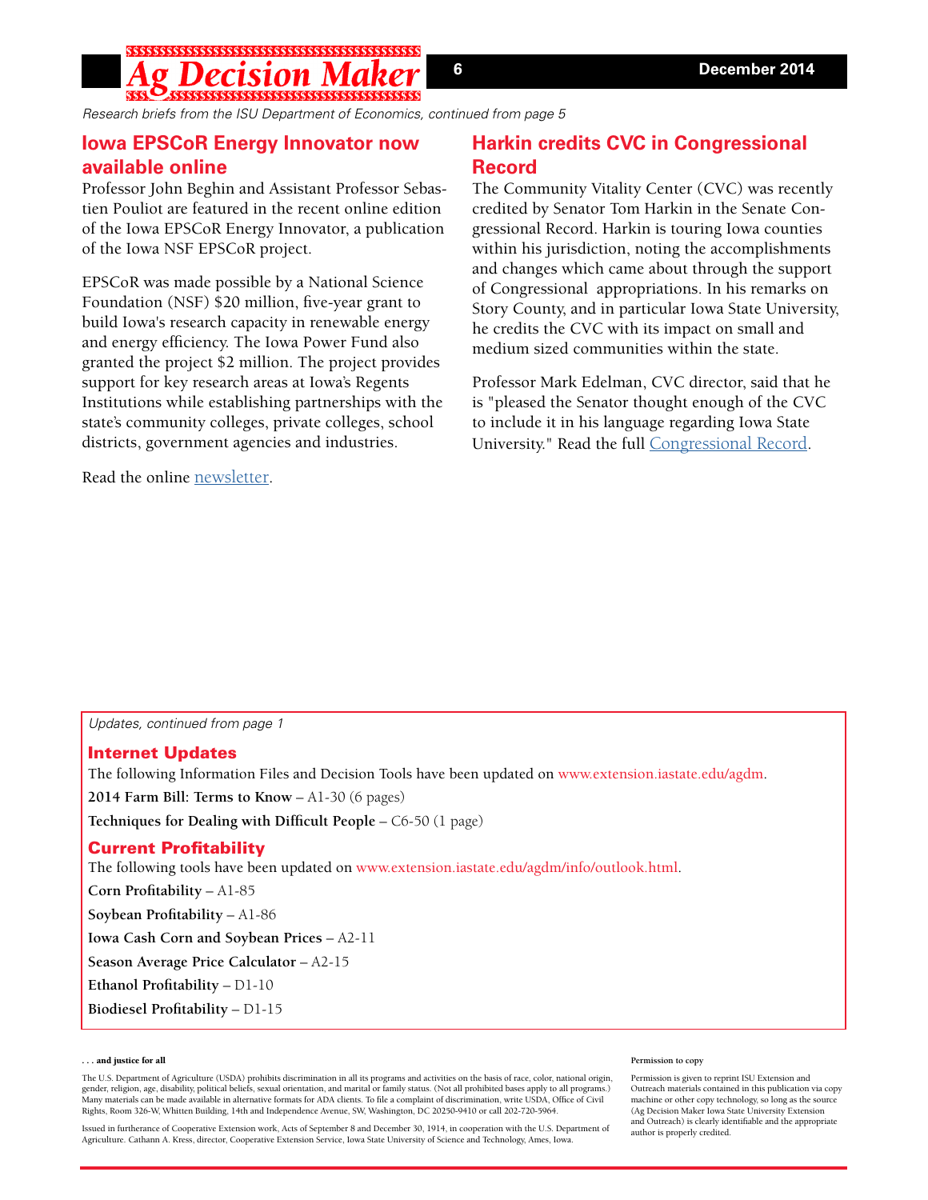*Research briefs from the ISU Department of Economics, continued from page 5*

## Iowa EPSCoR Energy Innovator now available online

Professor John Beghin and Assistant Professor Sebastien Pouliot are featured in the recent online edition of the Iowa EPSCoR Energy Innovator, a publication of the Iowa NSF EPSCoR project.

EPSCoR was made possible by a National Science Foundation (NSF) $20 million, five-year grant to build Iowa's research capacity in renewable energy and energy efficiency. The Iowa Power Fund also granted the project $2 million. The project provides support for key research areas at Iowa's Regents Institutions while establishing partnerships with the state's community colleges, private colleges, school districts, government agencies and industries.

Read the online newsletter.

## Harkin credits CVC in Congressional Record

The Community Vitality Center (CVC) was recently credited by Senator Tom Harkin in the Senate Congressional Record. Harkin is touring Iowa counties within his jurisdiction, noting the accomplishments and changes which came about through the support of Congressional appropriations. In his remarks on Story County, and in particular Iowa State University, he credits the CVC with its impact on small and medium sized communities within the state.

Professor Mark Edelman, CVC director, said that he is "pleased the Senator thought enough of the CVC to include it in his language regarding Iowa State University." Read the full Congressional Record.

*Updates, continued from page 1*

## Internet Updates

The following Information Files and Decision Tools have been updated on www.extension.iastate.edu/agdm.

**2014 Farm Bill: Terms to Know** – A1-30 (6 pages)

**Techniques for Dealing with Difficult People** – C6-50 (1 page)

## Current Profitability

The following tools have been updated on www.extension.iastate.edu/agdm/info/outlook.html.

**Corn Profitability** – A1-85

**Soybean Profitability** – A1-86

**Iowa Cash Corn and Soybean Prices** – A2-11

**Season Average Price Calculator** – A2-15

**Ethanol Profitability** – D1-10

**Biodiesel Profitability** – D1-15

**. . . and justice for all**

The U.S. Department of Agriculture (USDA) prohibits discrimination in all its programs and activities on the basis of race, color, national origin, gender, religion, age, disability, political beliefs, sexual orientation, and marital or family status. (Not all prohibited bases apply to all programs.) Many materials can be made available in alternative formats for ADA clients. To file a complaint of discrimination, write USDA, Office of Civil Rights, Room 326-W, Whitten Building, 14th and Independence Avenue, SW, Washington, DC 20250-9410 or call 202-720-5964.

Issued in furtherance of Cooperative Extension work, Acts of September 8 and December 30, 1914, in cooperation with the U.S. Department of Agriculture. Cathann A. Kress, director, Cooperative Extension Service, Iowa State University of Science and Technology, Ames, Iowa.

**Permission to copy**

Permission is given to reprint ISU Extension and Outreach materials contained in this publication via copy machine or other copy technology, so long as the source (Ag Decision Maker Iowa State University Extension and Outreach) is clearly identifiable and the appropriate author is properly credited.